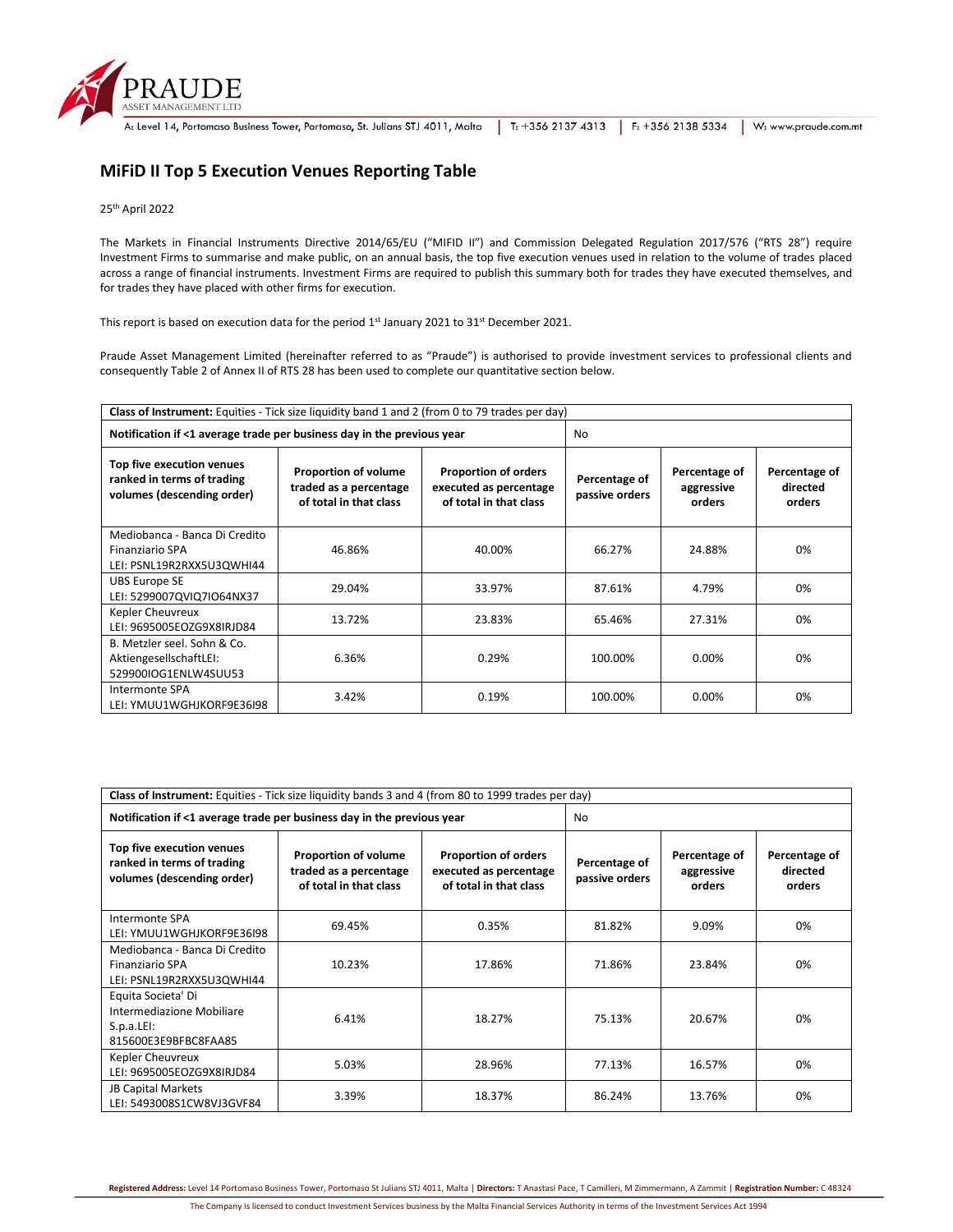# MiFiD II Top 5 Execution Venues Reporting Table

25th April 2022

The Markets in Financial Instruments Directive 2014/65/EU ("MIFID II") and Commission Delegated Regulation 2017/576 ("RTS 28") require Investment Firms to summarise and make public, on an annual basis, the top five execution venues used in relation to the volume of trades placed across a range of financial instruments. Investment Firms are required to publish this summary both for trades they have executed themselves, and for trades they have placed with other firms for execution.

This report is based on execution data for the period 1st January 2021 to 31st December 2021.

Praude Asset Management Limited (hereinafter referred to as "Praude") is authorised to provide investment services to professional clients and consequently Table 2 of Annex II of RTS 28 has been used to complete our quantitative section below.

| **Class of Instrument:** Equities - Tick size liquidity band 1 and 2 (from 0 to 79 trades per day) | | | | | |
|---|---|---|---|---|---|
| **Notification if <1 average trade per business day in the previous year** | | | No | | |
| **Top five execution venues ranked in terms of trading volumes (descending order)** | **Proportion of volume traded as a percentage of total in that class** | **Proportion of orders executed as percentage of total in that class** | **Percentage of passive orders** | **Percentage of aggressive orders** | **Percentage of directed orders** |
| Mediobanca - Banca Di Credito Finanziario SPA LEI: PSNL19R2RXX5U3QWHI44 | 46.86% | 40.00% | 66.27% | 24.88% | 0% |
| UBS Europe SE LEI: 5299007QVIQ7IO64NX37 | 29.04% | 33.97% | 87.61% | 4.79% | 0% |
| Kepler Cheuvreux LEI: 9695005EOZG9X8IRJD84 | 13.72% | 23.83% | 65.46% | 27.31% | 0% |
| B. Metzler seel. Sohn & Co. AktiengesellschaftLEI: 529900IOG1ENLW4SUU53 | 6.36% | 0.29% | 100.00% | 0.00% | 0% |
| Intermonte SPA LEI: YMUU1WGHJKORF9E36I98 | 3.42% | 0.19% | 100.00% | 0.00% | 0% |

| **Class of Instrument:** Equities - Tick size liquidity bands 3 and 4 (from 80 to 1999 trades per day) | | | | | |
|---|---|---|---|---|---|
| **Notification if <1 average trade per business day in the previous year** | | | No | | |
| **Top five execution venues ranked in terms of trading volumes (descending order)** | **Proportion of volume traded as a percentage of total in that class** | **Proportion of orders executed as percentage of total in that class** | **Percentage of passive orders** | **Percentage of aggressive orders** | **Percentage of directed orders** |
| Intermonte SPA LEI: YMUU1WGHJKORF9E36I98 | 69.45% | 0.35% | 81.82% | 9.09% | 0% |
| Mediobanca - Banca Di Credito Finanziario SPA LEI: PSNL19R2RXX5U3QWHI44 | 10.23% | 17.86% | 71.86% | 23.84% | 0% |
| Equita Societa' Di Intermediazione Mobiliare S.p.a.LEI: 815600E3E9BFBC8FAA85 | 6.41% | 18.27% | 75.13% | 20.67% | 0% |
| Kepler Cheuvreux LEI: 9695005EOZG9X8IRJD84 | 5.03% | 28.96% | 77.13% | 16.57% | 0% |
| JB Capital Markets LEI: 5493008S1CW8VJ3GVF84 | 3.39% | 18.37% | 86.24% | 13.76% | 0% |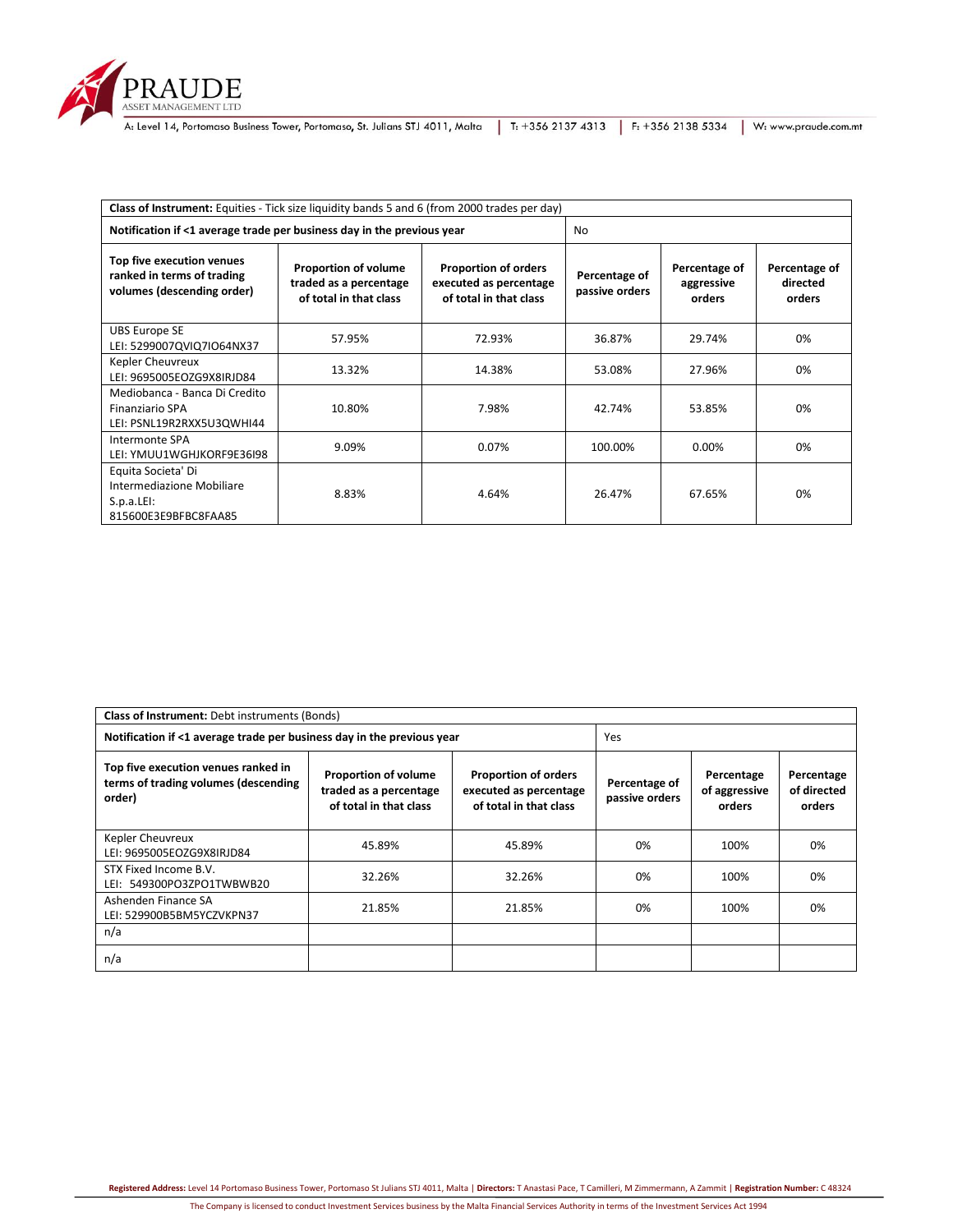| **Class of Instrument:** Equities - Tick size liquidity bands 5 and 6 (from 2000 trades per day) | | | | | |
|---|---|---|---|---|---|
| **Notification if <1 average trade per business day in the previous year** | | | No | | |
| **Top five execution venues ranked in terms of trading volumes (descending order)** | **Proportion of volume traded as a percentage of total in that class** | **Proportion of orders executed as percentage of total in that class** | **Percentage of passive orders** | **Percentage of aggressive orders** | **Percentage of directed orders** |
| UBS Europe SE LEI: 5299007QVIQ7IO64NX37 | 57.95% | 72.93% | 36.87% | 29.74% | 0% |
| Kepler Cheuvreux LEI: 9695005EOZG9X8IRJD84 | 13.32% | 14.38% | 53.08% | 27.96% | 0% |
| Mediobanca - Banca Di Credito Finanziario SPA LEI: PSNL19R2RXX5U3QWHI44 | 10.80% | 7.98% | 42.74% | 53.85% | 0% |
| Intermonte SPA LEI: YMUU1WGHJKORF9E36I98 | 9.09% | 0.07% | 100.00% | 0.00% | 0% |
| Equita Societa' Di Intermediazione Mobiliare S.p.a.LEI: 815600E3E9BFBC8FAA85 | 8.83% | 4.64% | 26.47% | 67.65% | 0% |

| **Class of Instrument:** Debt instruments (Bonds) | | | | | |
|---|---|---|---|---|---|
| **Notification if <1 average trade per business day in the previous year** | | | Yes | | |
| **Top five execution venues ranked in terms of trading volumes (descending order)** | **Proportion of volume traded as a percentage of total in that class** | **Proportion of orders executed as percentage of total in that class** | **Percentage of passive orders** | **Percentage of aggressive orders** | **Percentage of directed orders** |
| Kepler Cheuvreux LEI: 9695005EOZG9X8IRJD84 | 45.89% | 45.89% | 0% | 100% | 0% |
| STX Fixed Income B.V. LEI: 549300PO3ZPO1TWBWB20 | 32.26% | 32.26% | 0% | 100% | 0% |
| Ashenden Finance SA LEI: 529900B5BM5YCZVKPN37 | 21.85% | 21.85% | 0% | 100% | 0% |
| n/a | | | | | |
| n/a | | | | | |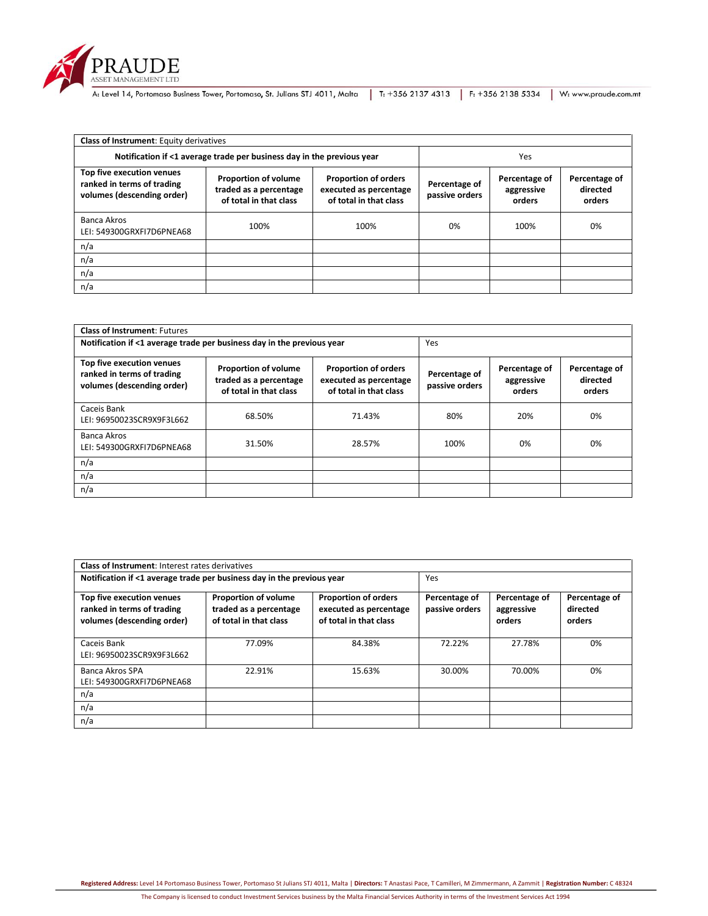| **Class of Instrument**: Equity derivatives | | | | | |
|---|---|---|---|---|---|
| **Notification if <1 average trade per business day in the previous year** | | | Yes | | |
| **Top five execution venues ranked in terms of trading volumes (descending order)** | **Proportion of volume traded as a percentage of total in that class** | **Proportion of orders executed as percentage of total in that class** | **Percentage of passive orders** | **Percentage of aggressive orders** | **Percentage of directed orders** |
| Banca Akros LEI: 549300GRXFI7D6PNEA68 | 100% | 100% | 0% | 100% | 0% |
| n/a | | | | | |
| n/a | | | | | |
| n/a | | | | | |
| n/a | | | | | |

| **Class of Instrument**: Futures | | | | | |
|---|---|---|---|---|---|
| **Notification if <1 average trade per business day in the previous year** | | | Yes | | |
| **Top five execution venues ranked in terms of trading volumes (descending order)** | **Proportion of volume traded as a percentage of total in that class** | **Proportion of orders executed as percentage of total in that class** | **Percentage of passive orders** | **Percentage of aggressive orders** | **Percentage of directed orders** |
| Caceis Bank LEI: 96950023SCR9X9F3L662 | 68.50% | 71.43% | 80% | 20% | 0% |
| Banca Akros LEI: 549300GRXFI7D6PNEA68 | 31.50% | 28.57% | 100% | 0% | 0% |
| n/a | | | | | |
| n/a | | | | | |
| n/a | | | | | |

| **Class of Instrument**: Interest rates derivatives | | | | | |
|---|---|---|---|---|---|
| **Notification if <1 average trade per business day in the previous year** | | | Yes | | |
| **Top five execution venues ranked in terms of trading volumes (descending order)** | **Proportion of volume traded as a percentage of total in that class** | **Proportion of orders executed as percentage of total in that class** | **Percentage of passive orders** | **Percentage of aggressive orders** | **Percentage of directed orders** |
| Caceis Bank LEI: 96950023SCR9X9F3L662 | 77.09% | 84.38% | 72.22% | 27.78% | 0% |
| Banca Akros SPA LEI: 549300GRXFI7D6PNEA68 | 22.91% | 15.63% | 30.00% | 70.00% | 0% |
| n/a | | | | | |
| n/a | | | | | |
| n/a | | | | | |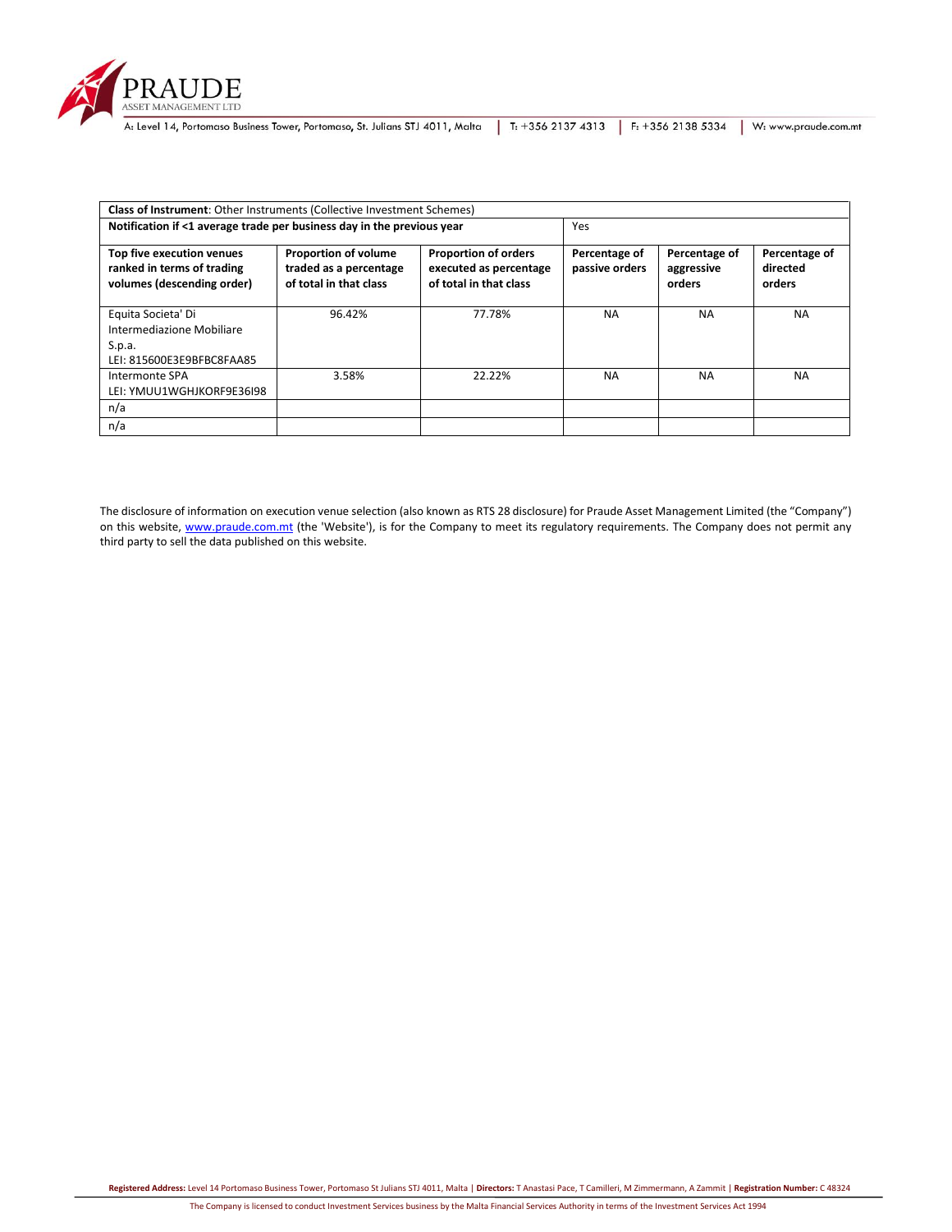| **Class of Instrument**: Other Instruments (Collective Investment Schemes) | | | | | |
|---|---|---|---|---|---|
| **Notification if <1 average trade per business day in the previous year** | | | Yes | | |
| **Top five execution venues ranked in terms of trading volumes (descending order)** | **Proportion of volume traded as a percentage of total in that class** | **Proportion of orders executed as percentage of total in that class** | **Percentage of passive orders** | **Percentage of aggressive orders** | **Percentage of directed orders** |
| Equita Societa' Di Intermediazione Mobiliare S.p.a. LEI: 815600E3E9BFBC8FAA85 | 96.42% | 77.78% | NA | NA | NA |
| Intermonte SPA LEI: YMUU1WGHJKORF9E36I98 | 3.58% | 22.22% | NA | NA | NA |
| n/a | | | | | |
| n/a | | | | | |

The disclosure of information on execution venue selection (also known as RTS 28 disclosure) for Praude Asset Management Limited (the "Company") on this website, www.praude.com.mt (the 'Website'), is for the Company to meet its regulatory requirements. The Company does not permit any third party to sell the data published on this website.